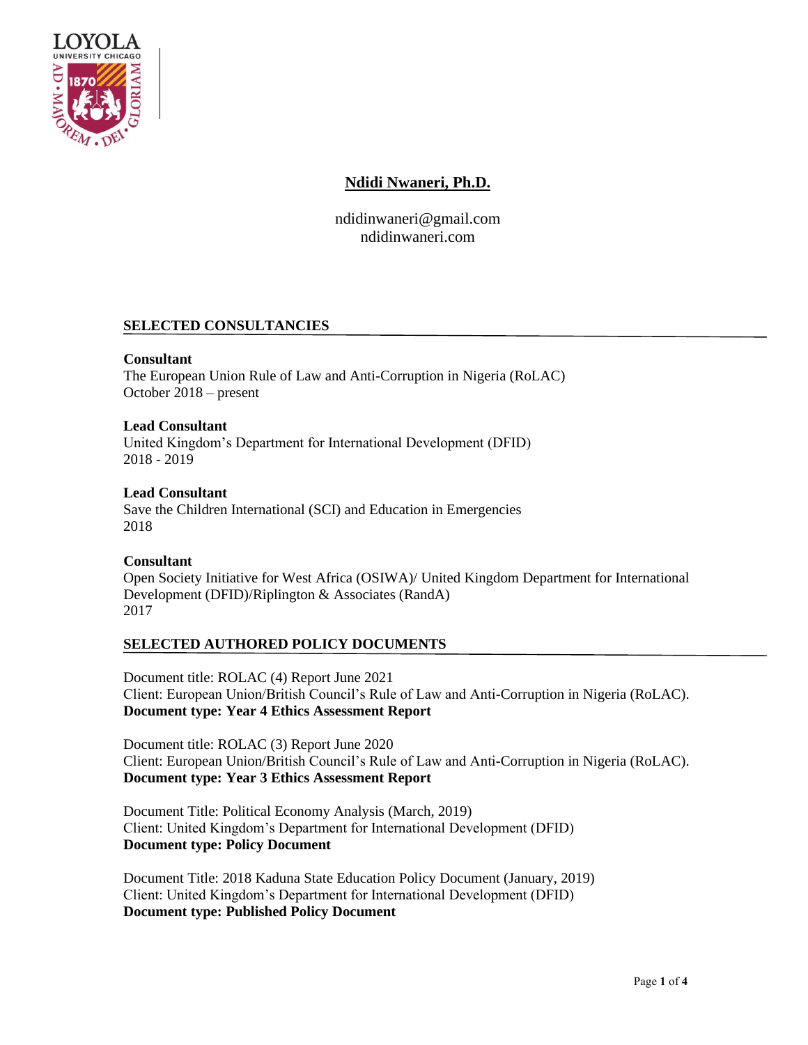# Ndidi Nwaneri, Ph.D.

ndidinwaneri@gmail.com
ndidinwaneri.com

## SELECTED CONSULTANCIES

**Consultant**
The European Union Rule of Law and Anti-Corruption in Nigeria (RoLAC)
October 2018 – present

**Lead Consultant**
United Kingdom's Department for International Development (DFID)
2018 - 2019

**Lead Consultant**
Save the Children International (SCI) and Education in Emergencies
2018

**Consultant**
Open Society Initiative for West Africa (OSIWA)/ United Kingdom Department for International Development (DFID)/Riplington & Associates (RandA)
2017

## SELECTED AUTHORED POLICY DOCUMENTS

Document title: ROLAC (4) Report June 2021
Client: European Union/British Council's Rule of Law and Anti-Corruption in Nigeria (RoLAC).
**Document type: Year 4 Ethics Assessment Report**

Document title: ROLAC (3) Report June 2020
Client: European Union/British Council's Rule of Law and Anti-Corruption in Nigeria (RoLAC).
**Document type: Year 3 Ethics Assessment Report**

Document Title: Political Economy Analysis (March, 2019)
Client: United Kingdom's Department for International Development (DFID)
**Document type: Policy Document**

Document Title: 2018 Kaduna State Education Policy Document (January, 2019)
Client: United Kingdom's Department for International Development (DFID)
**Document type: Published Policy Document**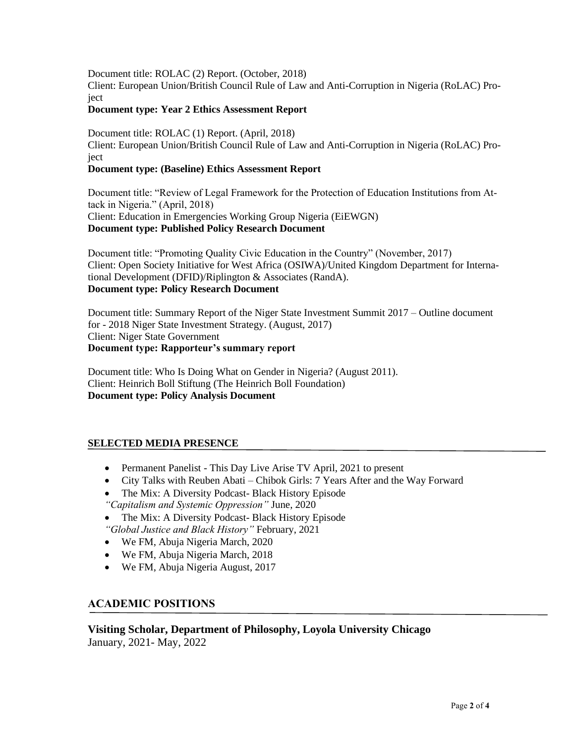Document title: ROLAC (2) Report. (October, 2018)
Client: European Union/British Council Rule of Law and Anti-Corruption in Nigeria (RoLAC) Project
**Document type: Year 2 Ethics Assessment Report**

Document title: ROLAC (1) Report. (April, 2018)
Client: European Union/British Council Rule of Law and Anti-Corruption in Nigeria (RoLAC) Project
**Document type: (Baseline) Ethics Assessment Report**

Document title: "Review of Legal Framework for the Protection of Education Institutions from Attack in Nigeria." (April, 2018)
Client: Education in Emergencies Working Group Nigeria (EiEWGN)
**Document type: Published Policy Research Document**

Document title: "Promoting Quality Civic Education in the Country" (November, 2017)
Client: Open Society Initiative for West Africa (OSIWA)/United Kingdom Department for International Development (DFID)/Riplington & Associates (RandA).
**Document type: Policy Research Document**

Document title: Summary Report of the Niger State Investment Summit 2017 – Outline document for - 2018 Niger State Investment Strategy. (August, 2017)
Client: Niger State Government
**Document type: Rapporteur's summary report**

Document title: Who Is Doing What on Gender in Nigeria? (August 2011).
Client: Heinrich Boll Stiftung (The Heinrich Boll Foundation)
**Document type: Policy Analysis Document**

## SELECTED MEDIA PRESENCE

- Permanent Panelist - This Day Live Arise TV April, 2021 to present
- City Talks with Reuben Abati – Chibok Girls: 7 Years After and the Way Forward
- The Mix: A Diversity Podcast- Black History Episode
*"Capitalism and Systemic Oppression"* June, 2020
- The Mix: A Diversity Podcast- Black History Episode
*"Global Justice and Black History"* February, 2021
- We FM, Abuja Nigeria March, 2020
- We FM, Abuja Nigeria March, 2018
- We FM, Abuja Nigeria August, 2017

## ACADEMIC POSITIONS

### Visiting Scholar, Department of Philosophy, Loyola University Chicago
January, 2021- May, 2022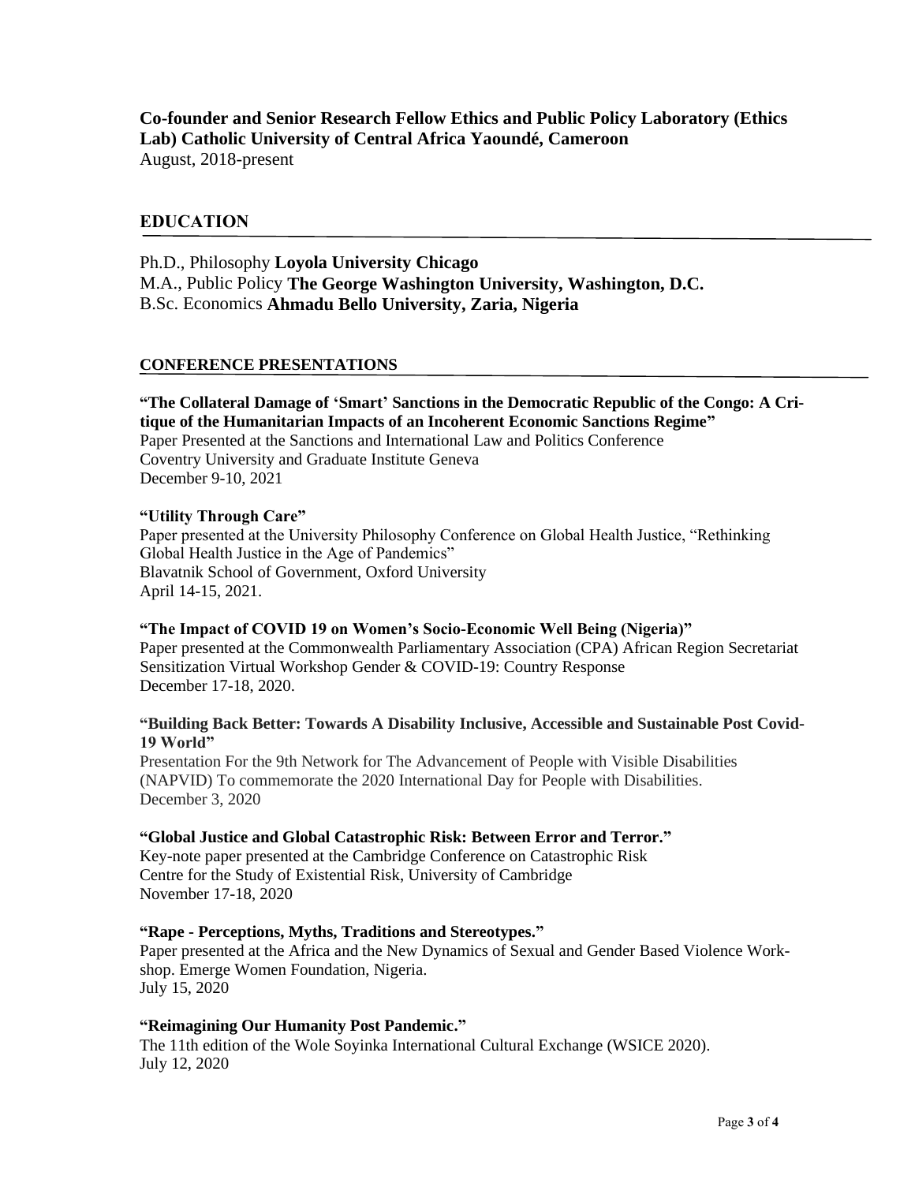**Co-founder and Senior Research Fellow Ethics and Public Policy Laboratory (Ethics Lab) Catholic University of Central Africa Yaoundé, Cameroon**
August, 2018-present

## EDUCATION

Ph.D., Philosophy **Loyola University Chicago**
M.A., Public Policy **The George Washington University, Washington, D.C.**
B.Sc. Economics **Ahmadu Bello University, Zaria, Nigeria**

## CONFERENCE PRESENTATIONS

**"The Collateral Damage of 'Smart' Sanctions in the Democratic Republic of the Congo: A Critique of the Humanitarian Impacts of an Incoherent Economic Sanctions Regime"**
Paper Presented at the Sanctions and International Law and Politics Conference
Coventry University and Graduate Institute Geneva
December 9-10, 2021

**"Utility Through Care"**
Paper presented at the University Philosophy Conference on Global Health Justice, "Rethinking Global Health Justice in the Age of Pandemics"
Blavatnik School of Government, Oxford University
April 14-15, 2021.

**"The Impact of COVID 19 on Women's Socio-Economic Well Being (Nigeria)"**
Paper presented at the Commonwealth Parliamentary Association (CPA) African Region Secretariat Sensitization Virtual Workshop Gender & COVID-19: Country Response
December 17-18, 2020.

**"Building Back Better: Towards A Disability Inclusive, Accessible and Sustainable Post Covid-19 World"**
Presentation For the 9th Network for The Advancement of People with Visible Disabilities (NAPVID) To commemorate the 2020 International Day for People with Disabilities.
December 3, 2020

**"Global Justice and Global Catastrophic Risk: Between Error and Terror."**
Key-note paper presented at the Cambridge Conference on Catastrophic Risk
Centre for the Study of Existential Risk, University of Cambridge
November 17-18, 2020

**"Rape - Perceptions, Myths, Traditions and Stereotypes."**
Paper presented at the Africa and the New Dynamics of Sexual and Gender Based Violence Workshop. Emerge Women Foundation, Nigeria.
July 15, 2020

**"Reimagining Our Humanity Post Pandemic."**
The 11th edition of the Wole Soyinka International Cultural Exchange (WSICE 2020).
July 12, 2020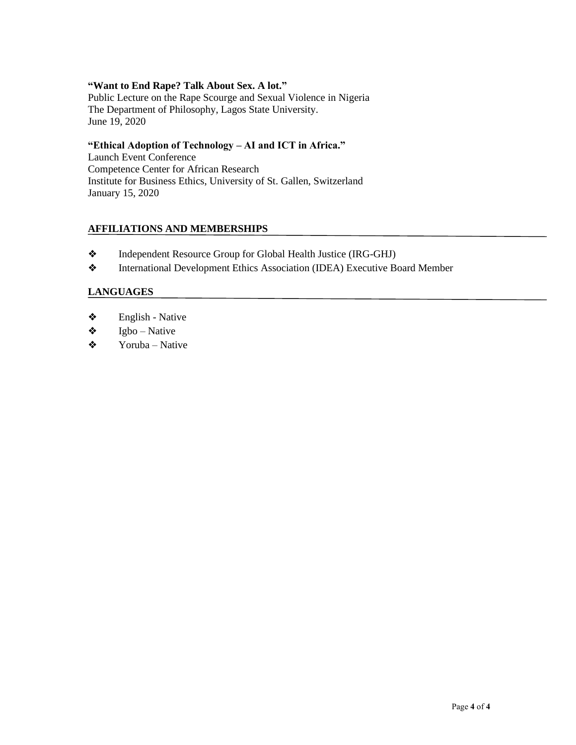**"Want to End Rape? Talk About Sex. A lot."**
Public Lecture on the Rape Scourge and Sexual Violence in Nigeria
The Department of Philosophy, Lagos State University.
June 19, 2020

**"Ethical Adoption of Technology – AI and ICT in Africa."**
Launch Event Conference
Competence Center for African Research
Institute for Business Ethics, University of St. Gallen, Switzerland
January 15, 2020

## AFFILIATIONS AND MEMBERSHIPS

- Independent Resource Group for Global Health Justice (IRG-GHJ)
- International Development Ethics Association (IDEA) Executive Board Member

## LANGUAGES

- English - Native
- Igbo – Native
- Yoruba – Native